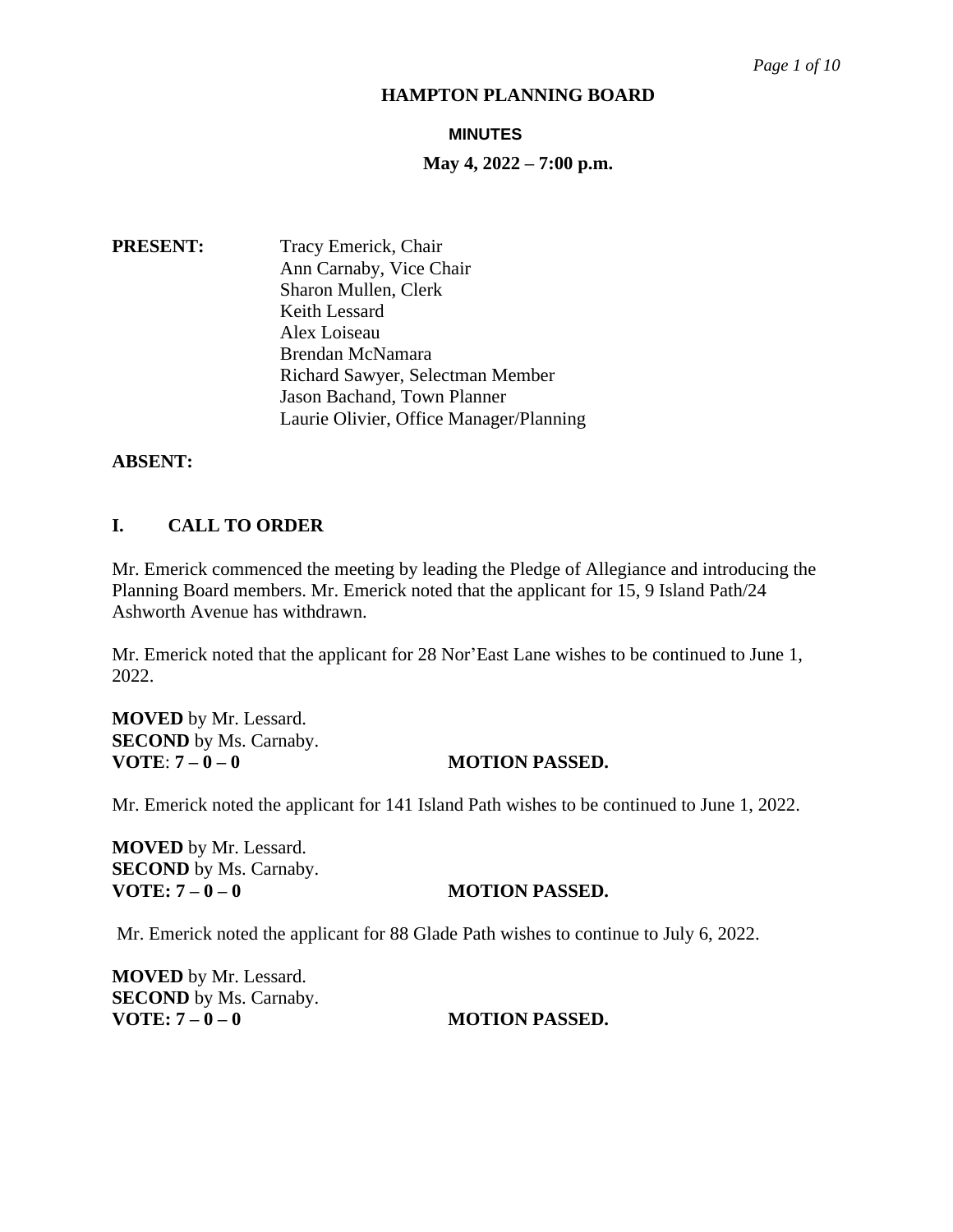# HAMPTON PLANNING BOARD

## MINUTES

**May 4, 2022 – 7:00 p.m.**

**PRESENT:**

Tracy Emerick, Chair
Ann Carnaby, Vice Chair
Sharon Mullen, Clerk
Keith Lessard
Alex Loiseau
Brendan McNamara
Richard Sawyer, Selectman Member
Jason Bachand, Town Planner
Laurie Olivier, Office Manager/Planning

**ABSENT:**

## I. CALL TO ORDER

Mr. Emerick commenced the meeting by leading the Pledge of Allegiance and introducing the Planning Board members. Mr. Emerick noted that the applicant for 15, 9 Island Path/24 Ashworth Avenue has withdrawn.

Mr. Emerick noted that the applicant for 28 Nor'East Lane wishes to be continued to June 1, 2022.

**MOVED** by Mr. Lessard.
**SECOND** by Ms. Carnaby.
**VOTE**: **7 – 0 – 0** **MOTION PASSED.**

Mr. Emerick noted the applicant for 141 Island Path wishes to be continued to June 1, 2022.

**MOVED** by Mr. Lessard.
**SECOND** by Ms. Carnaby.
**VOTE: 7 – 0 – 0** **MOTION PASSED.**

Mr. Emerick noted the applicant for 88 Glade Path wishes to continue to July 6, 2022.

**MOVED** by Mr. Lessard.
**SECOND** by Ms. Carnaby.
**VOTE: 7 – 0 – 0** **MOTION PASSED.**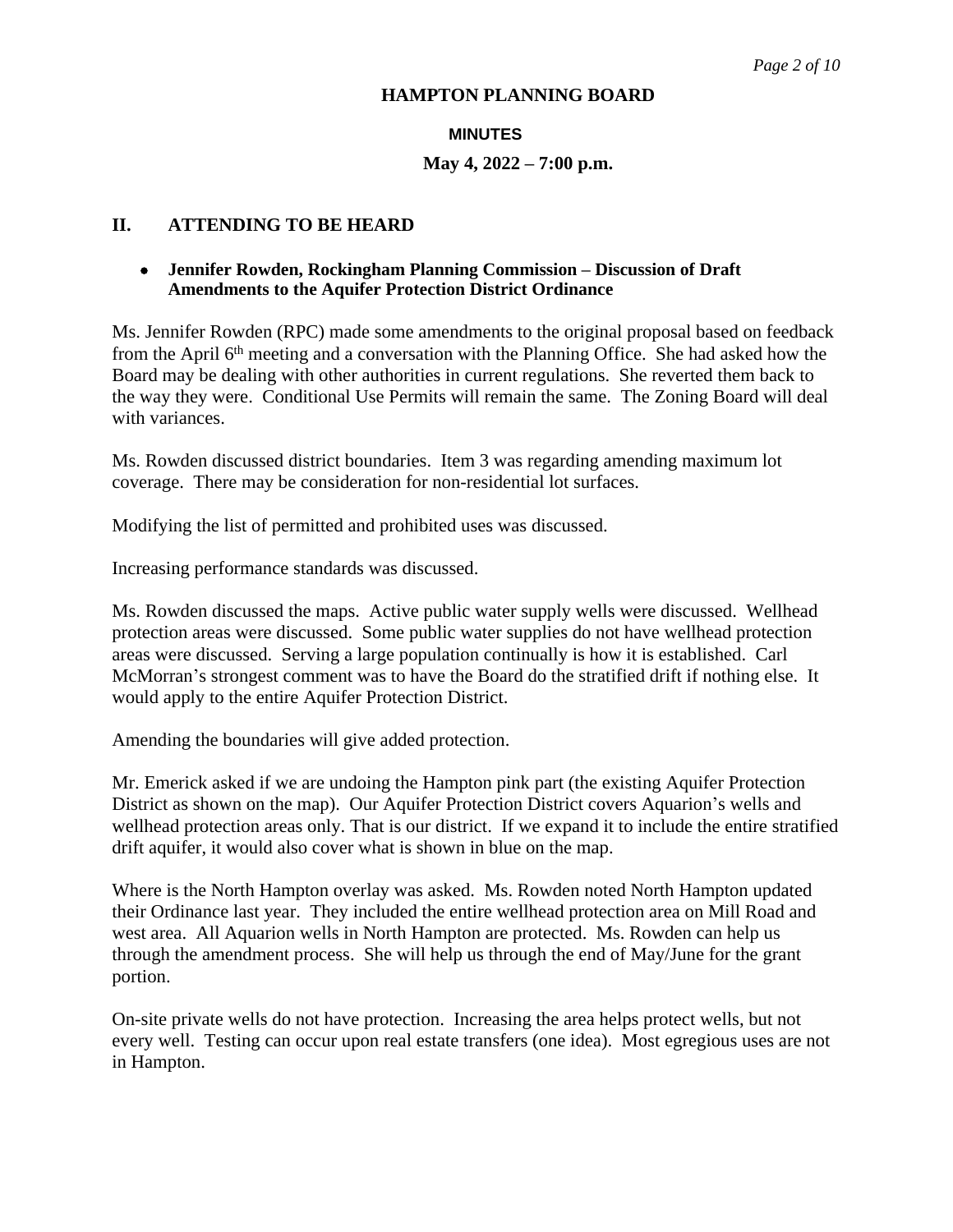# HAMPTON PLANNING BOARD

**MINUTES**

**May 4, 2022 – 7:00 p.m.**

## II. ATTENDING TO BE HEARD

- **Jennifer Rowden, Rockingham Planning Commission – Discussion of Draft Amendments to the Aquifer Protection District Ordinance**

Ms. Jennifer Rowden (RPC) made some amendments to the original proposal based on feedback from the April 6th meeting and a conversation with the Planning Office. She had asked how the Board may be dealing with other authorities in current regulations. She reverted them back to the way they were. Conditional Use Permits will remain the same. The Zoning Board will deal with variances.

Ms. Rowden discussed district boundaries. Item 3 was regarding amending maximum lot coverage. There may be consideration for non-residential lot surfaces.

Modifying the list of permitted and prohibited uses was discussed.

Increasing performance standards was discussed.

Ms. Rowden discussed the maps. Active public water supply wells were discussed. Wellhead protection areas were discussed. Some public water supplies do not have wellhead protection areas were discussed. Serving a large population continually is how it is established. Carl McMorran's strongest comment was to have the Board do the stratified drift if nothing else. It would apply to the entire Aquifer Protection District.

Amending the boundaries will give added protection.

Mr. Emerick asked if we are undoing the Hampton pink part (the existing Aquifer Protection District as shown on the map). Our Aquifer Protection District covers Aquarion's wells and wellhead protection areas only. That is our district. If we expand it to include the entire stratified drift aquifer, it would also cover what is shown in blue on the map.

Where is the North Hampton overlay was asked. Ms. Rowden noted North Hampton updated their Ordinance last year. They included the entire wellhead protection area on Mill Road and west area. All Aquarion wells in North Hampton are protected. Ms. Rowden can help us through the amendment process. She will help us through the end of May/June for the grant portion.

On-site private wells do not have protection. Increasing the area helps protect wells, but not every well. Testing can occur upon real estate transfers (one idea). Most egregious uses are not in Hampton.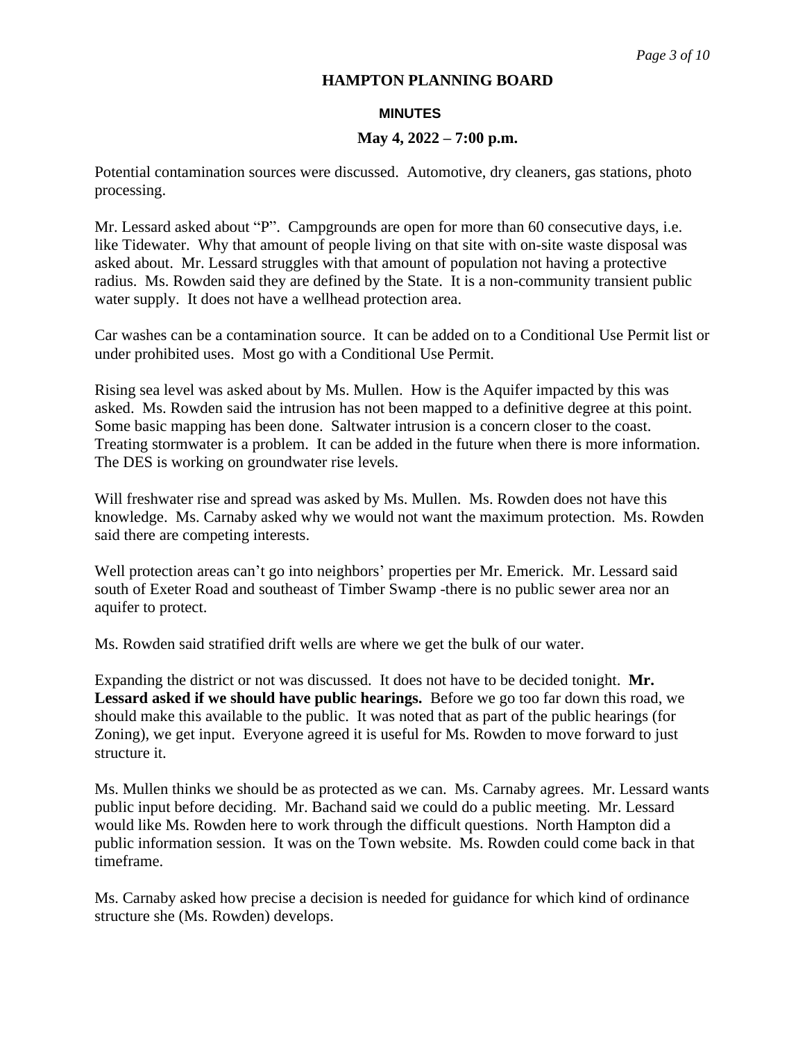# HAMPTON PLANNING BOARD

## MINUTES

### May 4, 2022 – 7:00 p.m.

Potential contamination sources were discussed. Automotive, dry cleaners, gas stations, photo processing.

Mr. Lessard asked about "P". Campgrounds are open for more than 60 consecutive days, i.e. like Tidewater. Why that amount of people living on that site with on-site waste disposal was asked about. Mr. Lessard struggles with that amount of population not having a protective radius. Ms. Rowden said they are defined by the State. It is a non-community transient public water supply. It does not have a wellhead protection area.

Car washes can be a contamination source. It can be added on to a Conditional Use Permit list or under prohibited uses. Most go with a Conditional Use Permit.

Rising sea level was asked about by Ms. Mullen. How is the Aquifer impacted by this was asked. Ms. Rowden said the intrusion has not been mapped to a definitive degree at this point. Some basic mapping has been done. Saltwater intrusion is a concern closer to the coast. Treating stormwater is a problem. It can be added in the future when there is more information. The DES is working on groundwater rise levels.

Will freshwater rise and spread was asked by Ms. Mullen. Ms. Rowden does not have this knowledge. Ms. Carnaby asked why we would not want the maximum protection. Ms. Rowden said there are competing interests.

Well protection areas can't go into neighbors' properties per Mr. Emerick. Mr. Lessard said south of Exeter Road and southeast of Timber Swamp -there is no public sewer area nor an aquifer to protect.

Ms. Rowden said stratified drift wells are where we get the bulk of our water.

Expanding the district or not was discussed. It does not have to be decided tonight. **Mr. Lessard asked if we should have public hearings.** Before we go too far down this road, we should make this available to the public. It was noted that as part of the public hearings (for Zoning), we get input. Everyone agreed it is useful for Ms. Rowden to move forward to just structure it.

Ms. Mullen thinks we should be as protected as we can. Ms. Carnaby agrees. Mr. Lessard wants public input before deciding. Mr. Bachand said we could do a public meeting. Mr. Lessard would like Ms. Rowden here to work through the difficult questions. North Hampton did a public information session. It was on the Town website. Ms. Rowden could come back in that timeframe.

Ms. Carnaby asked how precise a decision is needed for guidance for which kind of ordinance structure she (Ms. Rowden) develops.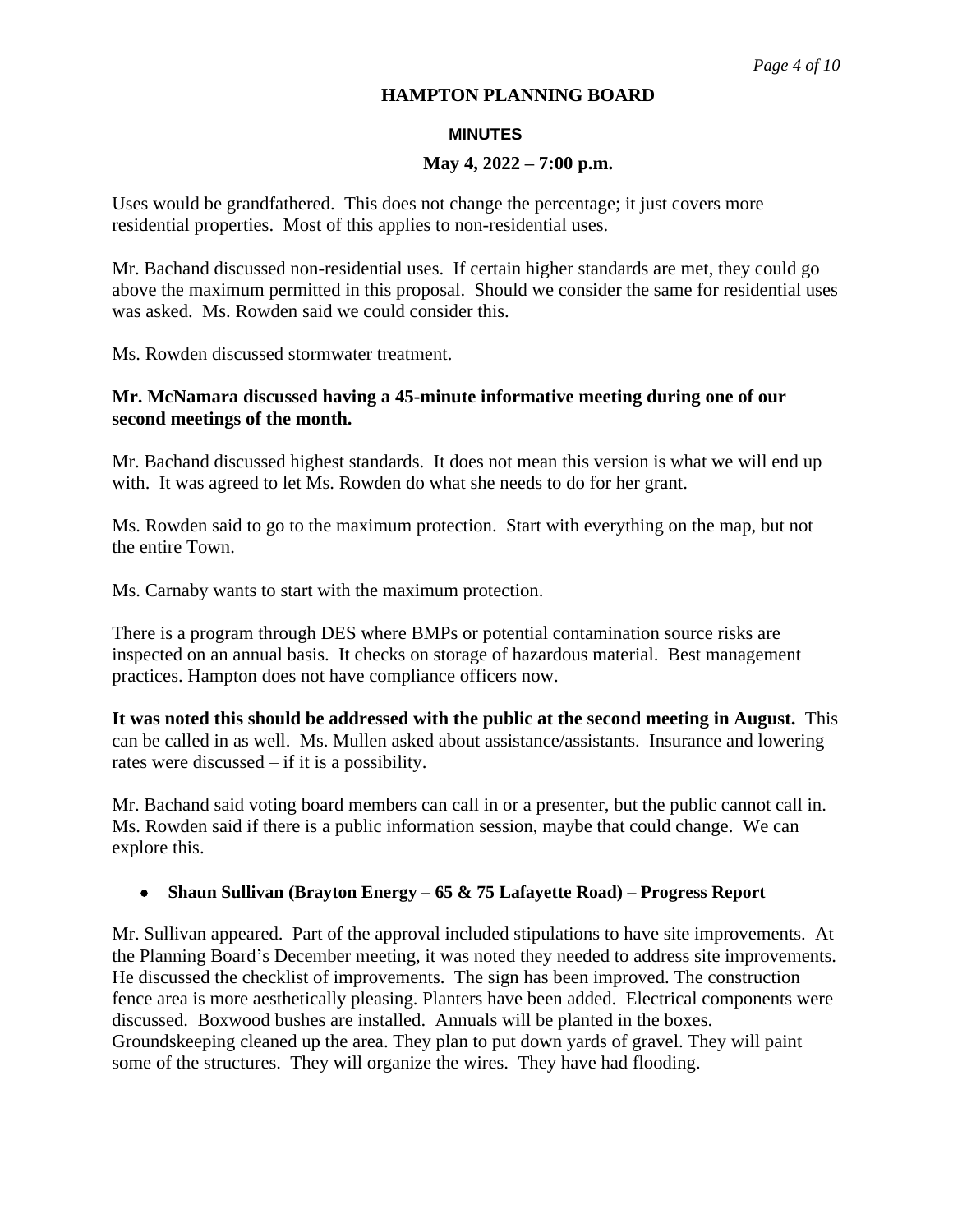Uses would be grandfathered. This does not change the percentage; it just covers more residential properties. Most of this applies to non-residential uses.

Mr. Bachand discussed non-residential uses. If certain higher standards are met, they could go above the maximum permitted in this proposal. Should we consider the same for residential uses was asked. Ms. Rowden said we could consider this.

Ms. Rowden discussed stormwater treatment.

**Mr. McNamara discussed having a 45-minute informative meeting during one of our second meetings of the month.**

Mr. Bachand discussed highest standards. It does not mean this version is what we will end up with. It was agreed to let Ms. Rowden do what she needs to do for her grant.

Ms. Rowden said to go to the maximum protection. Start with everything on the map, but not the entire Town.

Ms. Carnaby wants to start with the maximum protection.

There is a program through DES where BMPs or potential contamination source risks are inspected on an annual basis. It checks on storage of hazardous material. Best management practices. Hampton does not have compliance officers now.

**It was noted this should be addressed with the public at the second meeting in August.** This can be called in as well. Ms. Mullen asked about assistance/assistants. Insurance and lowering rates were discussed – if it is a possibility.

Mr. Bachand said voting board members can call in or a presenter, but the public cannot call in. Ms. Rowden said if there is a public information session, maybe that could change. We can explore this.

- **Shaun Sullivan (Brayton Energy – 65 & 75 Lafayette Road) – Progress Report**

Mr. Sullivan appeared. Part of the approval included stipulations to have site improvements. At the Planning Board's December meeting, it was noted they needed to address site improvements. He discussed the checklist of improvements. The sign has been improved. The construction fence area is more aesthetically pleasing. Planters have been added. Electrical components were discussed. Boxwood bushes are installed. Annuals will be planted in the boxes. Groundskeeping cleaned up the area. They plan to put down yards of gravel. They will paint some of the structures. They will organize the wires. They have had flooding.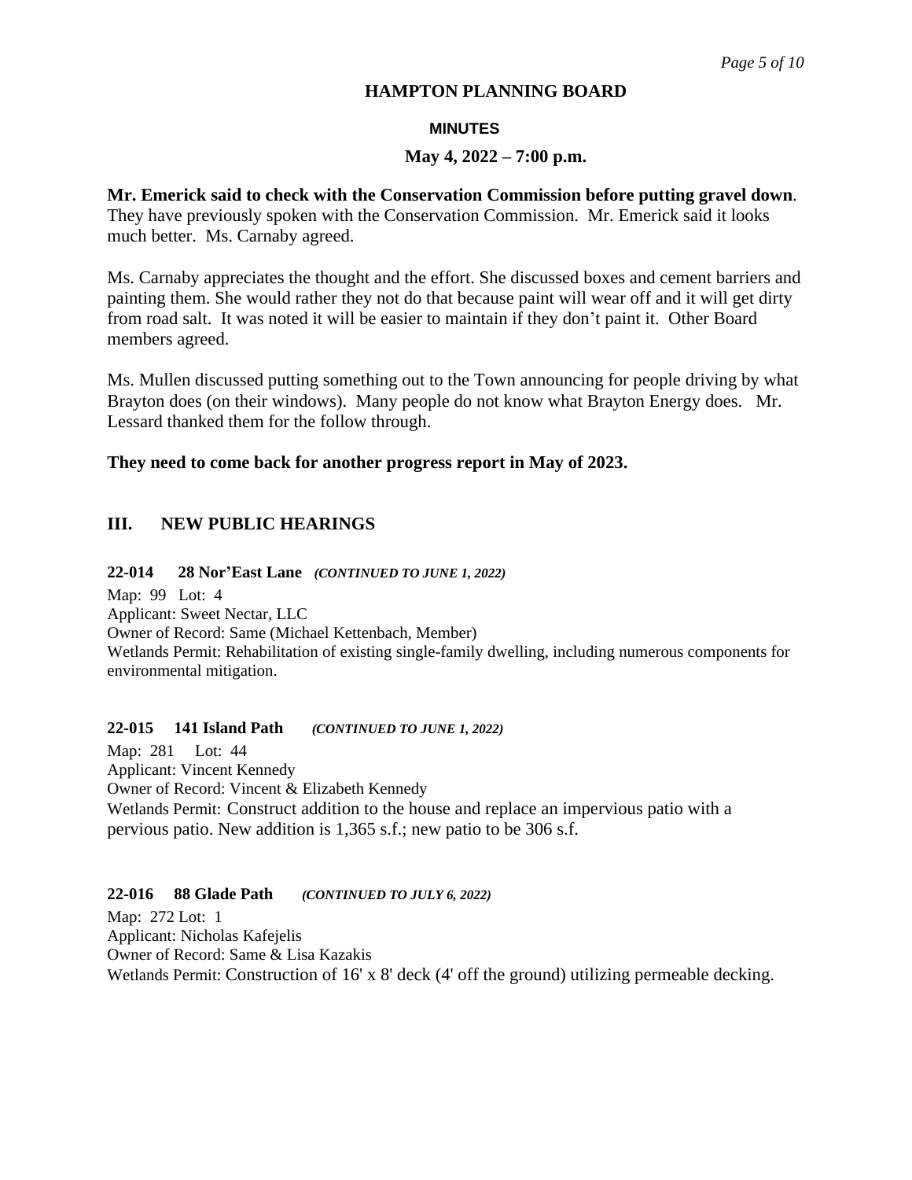**Mr. Emerick said to check with the Conservation Commission before putting gravel down**. They have previously spoken with the Conservation Commission. Mr. Emerick said it looks much better. Ms. Carnaby agreed.

Ms. Carnaby appreciates the thought and the effort. She discussed boxes and cement barriers and painting them. She would rather they not do that because paint will wear off and it will get dirty from road salt. It was noted it will be easier to maintain if they don't paint it. Other Board members agreed.

Ms. Mullen discussed putting something out to the Town announcing for people driving by what Brayton does (on their windows). Many people do not know what Brayton Energy does. Mr. Lessard thanked them for the follow through.

**They need to come back for another progress report in May of 2023.**

## III. NEW PUBLIC HEARINGS

**22-014 28 Nor'East Lane** ***(CONTINUED TO JUNE 1, 2022)***

Map: 99 Lot: 4
Applicant: Sweet Nectar, LLC
Owner of Record: Same (Michael Kettenbach, Member)
Wetlands Permit: Rehabilitation of existing single-family dwelling, including numerous components for environmental mitigation.

**22-015 141 Island Path** ***(CONTINUED TO JUNE 1, 2022)***

Map: 281 Lot: 44
Applicant: Vincent Kennedy
Owner of Record: Vincent & Elizabeth Kennedy
Wetlands Permit: Construct addition to the house and replace an impervious patio with a pervious patio. New addition is 1,365 s.f.; new patio to be 306 s.f.

**22-016 88 Glade Path** ***(CONTINUED TO JULY 6, 2022)***

Map: 272 Lot: 1
Applicant: Nicholas Kafejelis
Owner of Record: Same & Lisa Kazakis
Wetlands Permit: Construction of 16' x 8' deck (4' off the ground) utilizing permeable decking.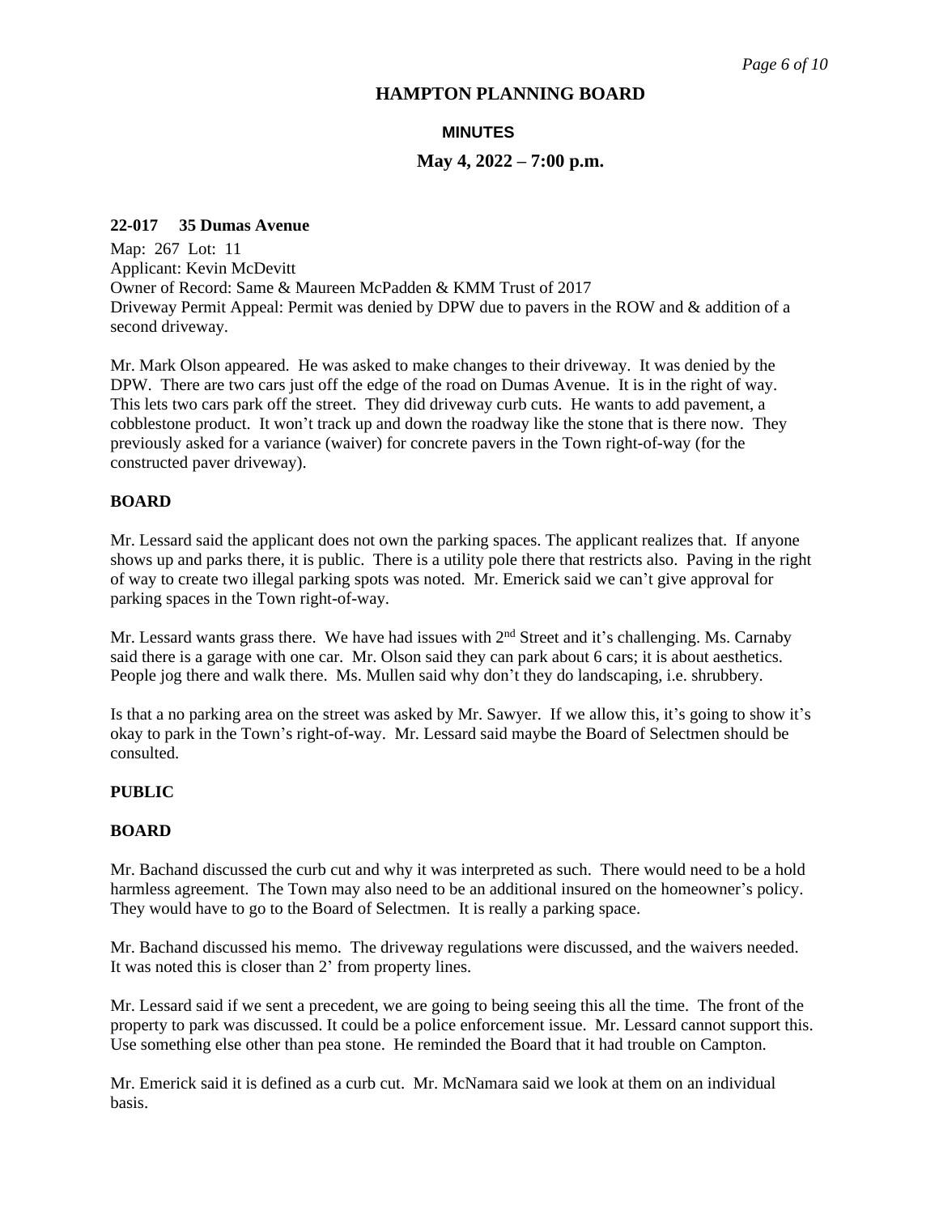# HAMPTON PLANNING BOARD

### MINUTES

### May 4, 2022 – 7:00 p.m.

**22-017 35 Dumas Avenue**

Map: 267 Lot: 11
Applicant: Kevin McDevitt
Owner of Record: Same & Maureen McPadden & KMM Trust of 2017
Driveway Permit Appeal: Permit was denied by DPW due to pavers in the ROW and & addition of a second driveway.

Mr. Mark Olson appeared. He was asked to make changes to their driveway. It was denied by the DPW. There are two cars just off the edge of the road on Dumas Avenue. It is in the right of way. This lets two cars park off the street. They did driveway curb cuts. He wants to add pavement, a cobblestone product. It won't track up and down the roadway like the stone that is there now. They previously asked for a variance (waiver) for concrete pavers in the Town right-of-way (for the constructed paver driveway).

**BOARD**

Mr. Lessard said the applicant does not own the parking spaces. The applicant realizes that. If anyone shows up and parks there, it is public. There is a utility pole there that restricts also. Paving in the right of way to create two illegal parking spots was noted. Mr. Emerick said we can't give approval for parking spaces in the Town right-of-way.

Mr. Lessard wants grass there. We have had issues with 2nd Street and it's challenging. Ms. Carnaby said there is a garage with one car. Mr. Olson said they can park about 6 cars; it is about aesthetics. People jog there and walk there. Ms. Mullen said why don't they do landscaping, i.e. shrubbery.

Is that a no parking area on the street was asked by Mr. Sawyer. If we allow this, it's going to show it's okay to park in the Town's right-of-way. Mr. Lessard said maybe the Board of Selectmen should be consulted.

**PUBLIC**

**BOARD**

Mr. Bachand discussed the curb cut and why it was interpreted as such. There would need to be a hold harmless agreement. The Town may also need to be an additional insured on the homeowner's policy. They would have to go to the Board of Selectmen. It is really a parking space.

Mr. Bachand discussed his memo. The driveway regulations were discussed, and the waivers needed. It was noted this is closer than 2' from property lines.

Mr. Lessard said if we sent a precedent, we are going to being seeing this all the time. The front of the property to park was discussed. It could be a police enforcement issue. Mr. Lessard cannot support this. Use something else other than pea stone. He reminded the Board that it had trouble on Campton.

Mr. Emerick said it is defined as a curb cut. Mr. McNamara said we look at them on an individual basis.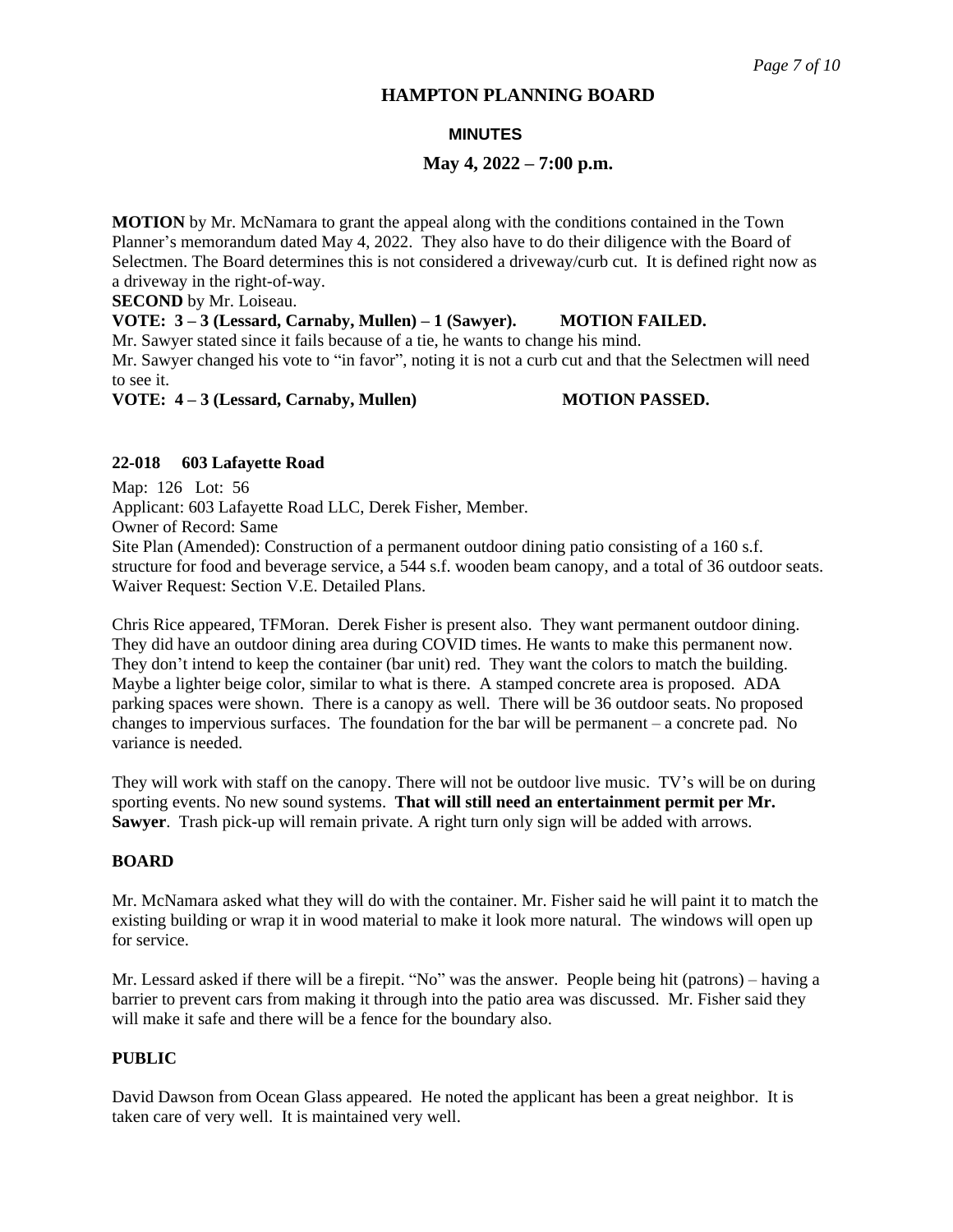# HAMPTON PLANNING BOARD

## MINUTES

### May 4, 2022 – 7:00 p.m.

**MOTION** by Mr. McNamara to grant the appeal along with the conditions contained in the Town Planner's memorandum dated May 4, 2022. They also have to do their diligence with the Board of Selectmen. The Board determines this is not considered a driveway/curb cut. It is defined right now as a driveway in the right-of-way.

**SECOND** by Mr. Loiseau.

**VOTE: 3 – 3 (Lessard, Carnaby, Mullen) – 1 (Sawyer). MOTION FAILED.**

Mr. Sawyer stated since it fails because of a tie, he wants to change his mind.

Mr. Sawyer changed his vote to "in favor", noting it is not a curb cut and that the Selectmen will need to see it.

**VOTE: 4 – 3 (Lessard, Carnaby, Mullen) MOTION PASSED.**

**22-018 603 Lafayette Road**

Map: 126 Lot: 56

Applicant: 603 Lafayette Road LLC, Derek Fisher, Member.

Owner of Record: Same

Site Plan (Amended): Construction of a permanent outdoor dining patio consisting of a 160 s.f. structure for food and beverage service, a 544 s.f. wooden beam canopy, and a total of 36 outdoor seats.

Waiver Request: Section V.E. Detailed Plans.

Chris Rice appeared, TFMoran. Derek Fisher is present also. They want permanent outdoor dining. They did have an outdoor dining area during COVID times. He wants to make this permanent now. They don't intend to keep the container (bar unit) red. They want the colors to match the building. Maybe a lighter beige color, similar to what is there. A stamped concrete area is proposed. ADA parking spaces were shown. There is a canopy as well. There will be 36 outdoor seats. No proposed changes to impervious surfaces. The foundation for the bar will be permanent – a concrete pad. No variance is needed.

They will work with staff on the canopy. There will not be outdoor live music. TV's will be on during sporting events. No new sound systems. **That will still need an entertainment permit per Mr. Sawyer**. Trash pick-up will remain private. A right turn only sign will be added with arrows.

**BOARD**

Mr. McNamara asked what they will do with the container. Mr. Fisher said he will paint it to match the existing building or wrap it in wood material to make it look more natural. The windows will open up for service.

Mr. Lessard asked if there will be a firepit. "No" was the answer. People being hit (patrons) – having a barrier to prevent cars from making it through into the patio area was discussed. Mr. Fisher said they will make it safe and there will be a fence for the boundary also.

**PUBLIC**

David Dawson from Ocean Glass appeared. He noted the applicant has been a great neighbor. It is taken care of very well. It is maintained very well.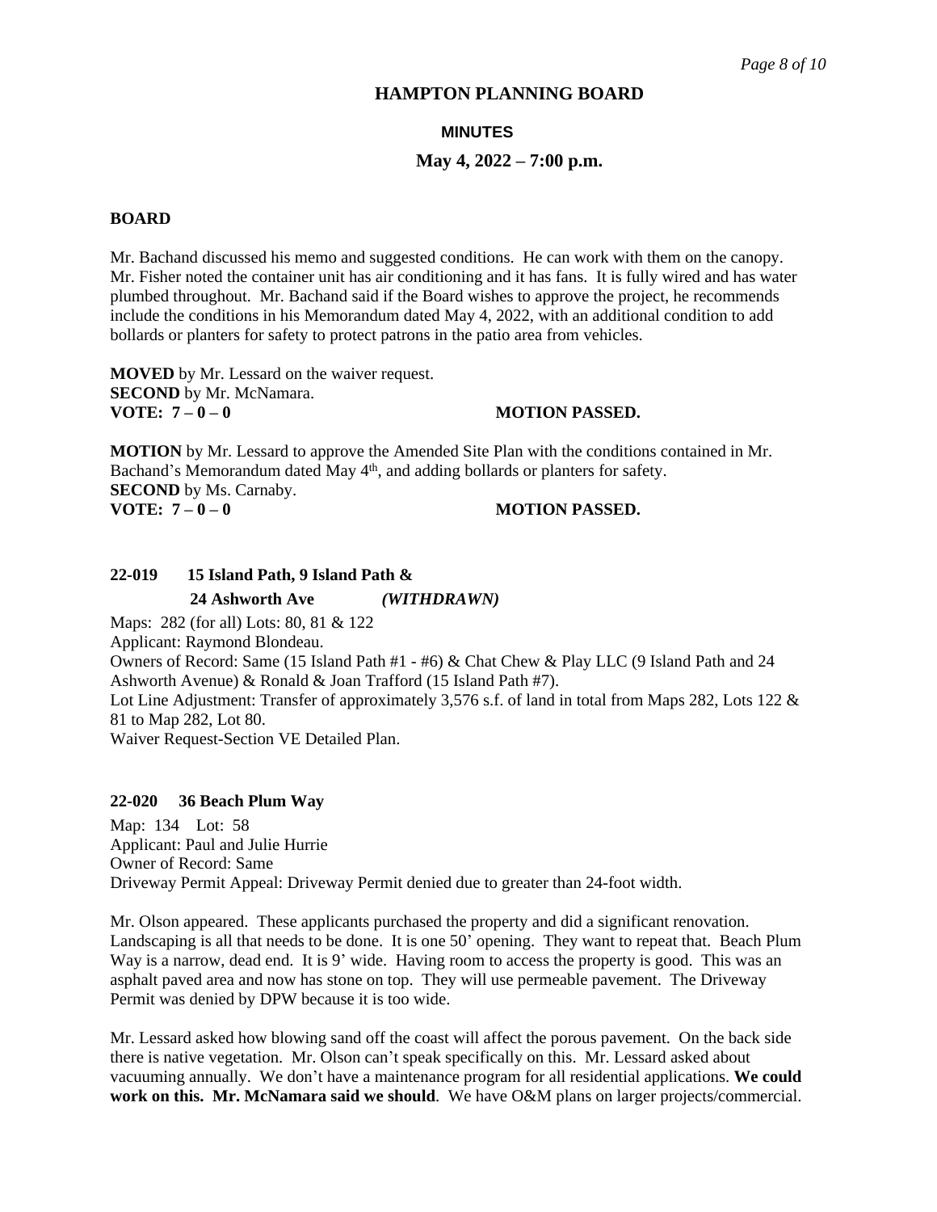## HAMPTON PLANNING BOARD

### MINUTES

### May 4, 2022 – 7:00 p.m.

**BOARD**

Mr. Bachand discussed his memo and suggested conditions. He can work with them on the canopy. Mr. Fisher noted the container unit has air conditioning and it has fans. It is fully wired and has water plumbed throughout. Mr. Bachand said if the Board wishes to approve the project, he recommends include the conditions in his Memorandum dated May 4, 2022, with an additional condition to add bollards or planters for safety to protect patrons in the patio area from vehicles.

**MOVED** by Mr. Lessard on the waiver request.
**SECOND** by Mr. McNamara.
**VOTE: 7 – 0 – 0** **MOTION PASSED.**

**MOTION** by Mr. Lessard to approve the Amended Site Plan with the conditions contained in Mr. Bachand's Memorandum dated May 4th, and adding bollards or planters for safety.
**SECOND** by Ms. Carnaby.
**VOTE: 7 – 0 – 0** **MOTION PASSED.**

**22-019 15 Island Path, 9 Island Path &**
**24 Ashworth Ave** ***(WITHDRAWN)***

Maps: 282 (for all) Lots: 80, 81 & 122
Applicant: Raymond Blondeau.
Owners of Record: Same (15 Island Path #1 - #6) & Chat Chew & Play LLC (9 Island Path and 24 Ashworth Avenue) & Ronald & Joan Trafford (15 Island Path #7).
Lot Line Adjustment: Transfer of approximately 3,576 s.f. of land in total from Maps 282, Lots 122 & 81 to Map 282, Lot 80.
Waiver Request-Section VE Detailed Plan.

**22-020 36 Beach Plum Way**

Map: 134 Lot: 58
Applicant: Paul and Julie Hurrie
Owner of Record: Same
Driveway Permit Appeal: Driveway Permit denied due to greater than 24-foot width.

Mr. Olson appeared. These applicants purchased the property and did a significant renovation. Landscaping is all that needs to be done. It is one 50' opening. They want to repeat that. Beach Plum Way is a narrow, dead end. It is 9' wide. Having room to access the property is good. This was an asphalt paved area and now has stone on top. They will use permeable pavement. The Driveway Permit was denied by DPW because it is too wide.

Mr. Lessard asked how blowing sand off the coast will affect the porous pavement. On the back side there is native vegetation. Mr. Olson can't speak specifically on this. Mr. Lessard asked about vacuuming annually. We don't have a maintenance program for all residential applications. **We could work on this. Mr. McNamara said we should**. We have O&M plans on larger projects/commercial.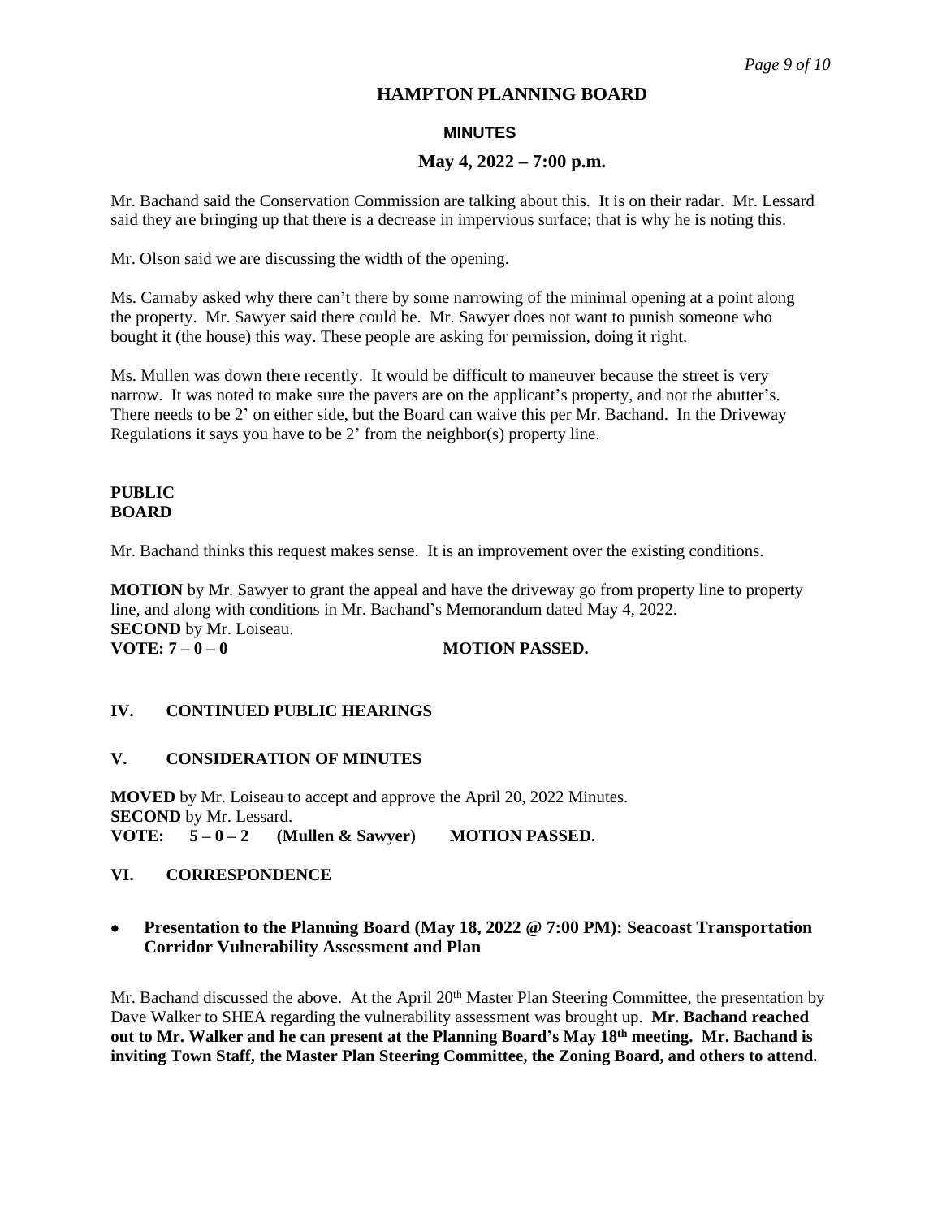Mr. Bachand said the Conservation Commission are talking about this. It is on their radar. Mr. Lessard said they are bringing up that there is a decrease in impervious surface; that is why he is noting this.

Mr. Olson said we are discussing the width of the opening.

Ms. Carnaby asked why there can't there by some narrowing of the minimal opening at a point along the property. Mr. Sawyer said there could be. Mr. Sawyer does not want to punish someone who bought it (the house) this way. These people are asking for permission, doing it right.

Ms. Mullen was down there recently. It would be difficult to maneuver because the street is very narrow. It was noted to make sure the pavers are on the applicant's property, and not the abutter's. There needs to be 2' on either side, but the Board can waive this per Mr. Bachand. In the Driveway Regulations it says you have to be 2' from the neighbor(s) property line.

**PUBLIC**
**BOARD**

Mr. Bachand thinks this request makes sense. It is an improvement over the existing conditions.

**MOTION** by Mr. Sawyer to grant the appeal and have the driveway go from property line to property line, and along with conditions in Mr. Bachand's Memorandum dated May 4, 2022.
**SECOND** by Mr. Loiseau.
**VOTE: 7 – 0 – 0** **MOTION PASSED.**

## IV. CONTINUED PUBLIC HEARINGS

## V. CONSIDERATION OF MINUTES

**MOVED** by Mr. Loiseau to accept and approve the April 20, 2022 Minutes.
**SECOND** by Mr. Lessard.
**VOTE: 5 – 0 – 2 (Mullen & Sawyer) MOTION PASSED.**

## VI. CORRESPONDENCE

- **Presentation to the Planning Board (May 18, 2022 @ 7:00 PM): Seacoast Transportation Corridor Vulnerability Assessment and Plan**

Mr. Bachand discussed the above. At the April 20th Master Plan Steering Committee, the presentation by Dave Walker to SHEA regarding the vulnerability assessment was brought up. **Mr. Bachand reached out to Mr. Walker and he can present at the Planning Board's May 18th meeting. Mr. Bachand is inviting Town Staff, the Master Plan Steering Committee, the Zoning Board, and others to attend.**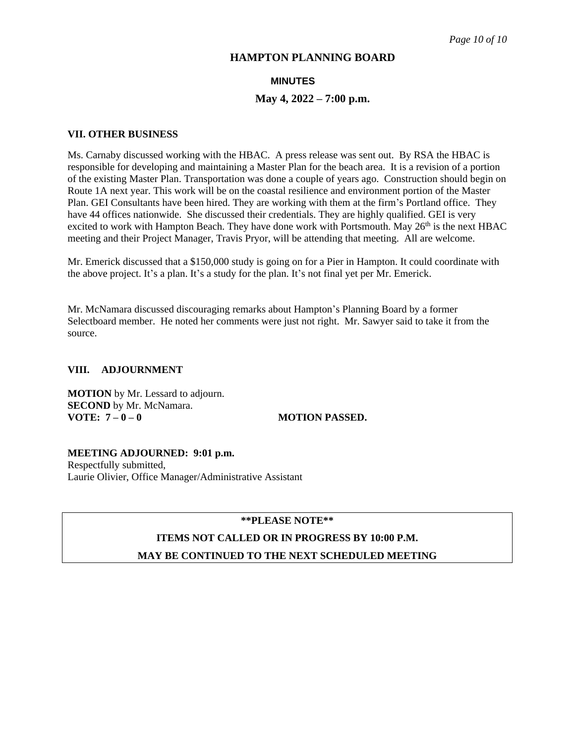# HAMPTON PLANNING BOARD

**MINUTES**

**May 4, 2022 – 7:00 p.m.**

**VII. OTHER BUSINESS**

Ms. Carnaby discussed working with the HBAC. A press release was sent out. By RSA the HBAC is responsible for developing and maintaining a Master Plan for the beach area. It is a revision of a portion of the existing Master Plan. Transportation was done a couple of years ago. Construction should begin on Route 1A next year. This work will be on the coastal resilience and environment portion of the Master Plan. GEI Consultants have been hired. They are working with them at the firm's Portland office. They have 44 offices nationwide. She discussed their credentials. They are highly qualified. GEI is very excited to work with Hampton Beach. They have done work with Portsmouth. May 26th is the next HBAC meeting and their Project Manager, Travis Pryor, will be attending that meeting. All are welcome.

Mr. Emerick discussed that a $150,000 study is going on for a Pier in Hampton. It could coordinate with the above project. It's a plan. It's a study for the plan. It's not final yet per Mr. Emerick.

Mr. McNamara discussed discouraging remarks about Hampton's Planning Board by a former Selectboard member. He noted her comments were just not right. Mr. Sawyer said to take it from the source.

**VIII. ADJOURNMENT**

**MOTION** by Mr. Lessard to adjourn.
**SECOND** by Mr. McNamara.
**VOTE: 7 – 0 – 0** **MOTION PASSED.**

**MEETING ADJOURNED: 9:01 p.m.**
Respectfully submitted,
Laurie Olivier, Office Manager/Administrative Assistant

**\*\*PLEASE NOTE\*\***

**ITEMS NOT CALLED OR IN PROGRESS BY 10:00 P.M.**

**MAY BE CONTINUED TO THE NEXT SCHEDULED MEETING**